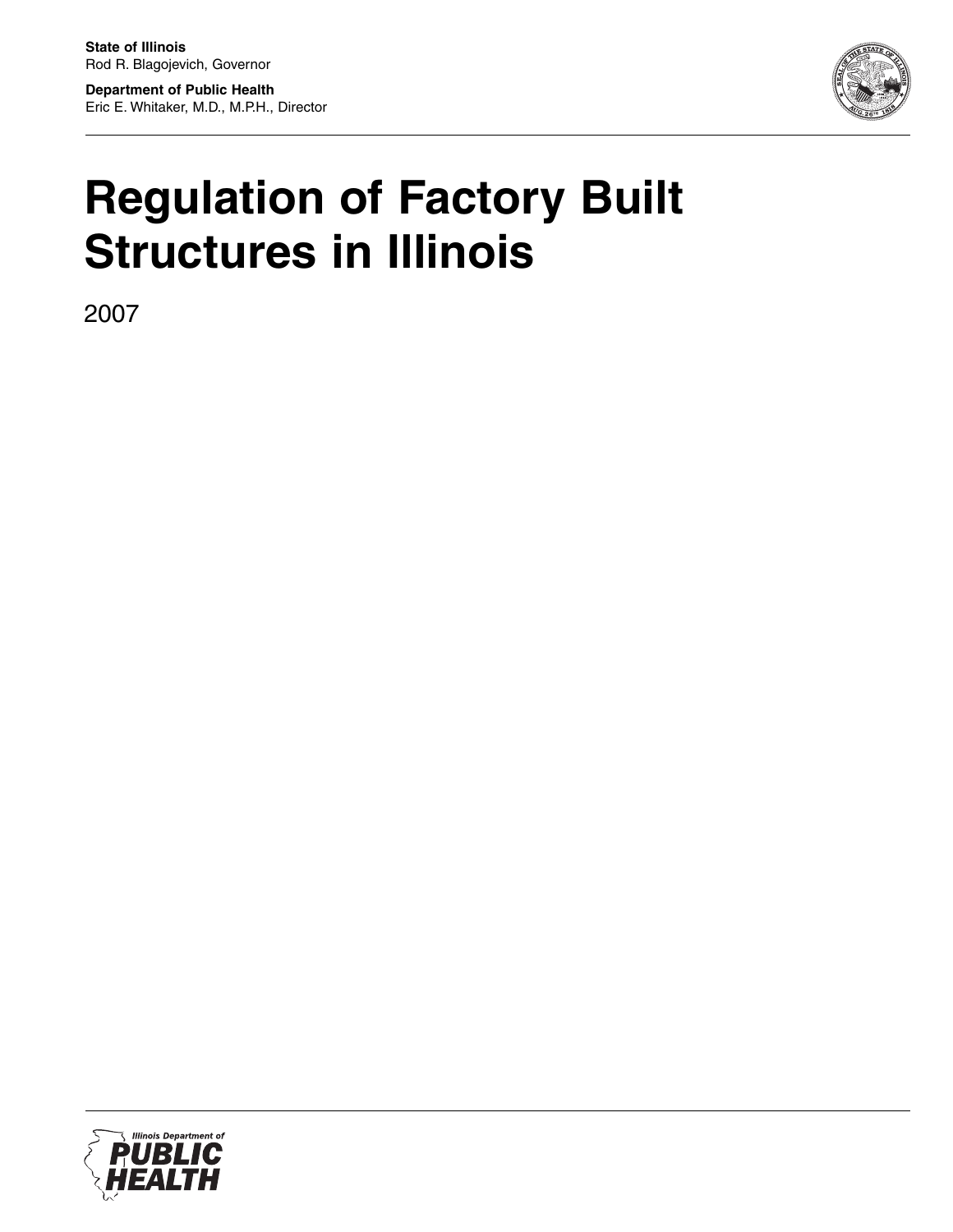**State of Illinois**
Rod R. Blagojevich, Governor

**Department of Public Health**
Eric E. Whitaker, M.D., M.P.H., Director

# Regulation of Factory Built Structures in Illinois

2007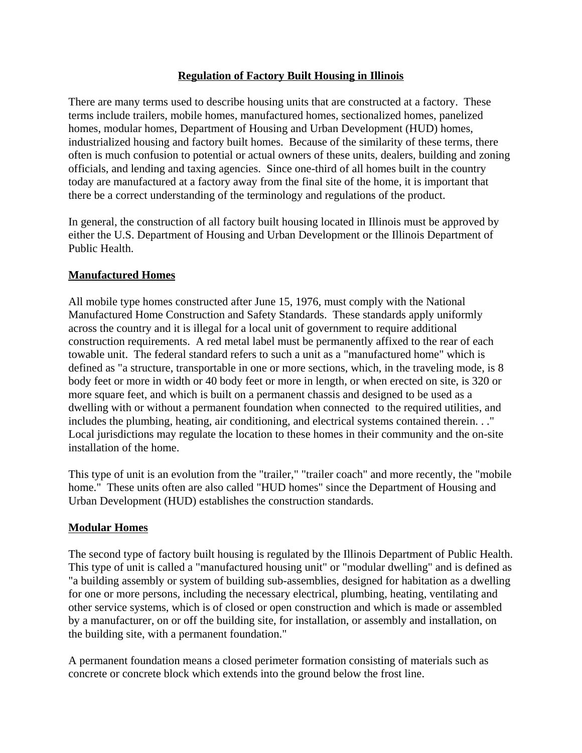## Regulation of Factory Built Housing in Illinois

There are many terms used to describe housing units that are constructed at a factory. These terms include trailers, mobile homes, manufactured homes, sectionalized homes, panelized homes, modular homes, Department of Housing and Urban Development (HUD) homes, industrialized housing and factory built homes. Because of the similarity of these terms, there often is much confusion to potential or actual owners of these units, dealers, building and zoning officials, and lending and taxing agencies. Since one-third of all homes built in the country today are manufactured at a factory away from the final site of the home, it is important that there be a correct understanding of the terminology and regulations of the product.

In general, the construction of all factory built housing located in Illinois must be approved by either the U.S. Department of Housing and Urban Development or the Illinois Department of Public Health.

### Manufactured Homes

All mobile type homes constructed after June 15, 1976, must comply with the National Manufactured Home Construction and Safety Standards. These standards apply uniformly across the country and it is illegal for a local unit of government to require additional construction requirements. A red metal label must be permanently affixed to the rear of each towable unit. The federal standard refers to such a unit as a "manufactured home" which is defined as "a structure, transportable in one or more sections, which, in the traveling mode, is 8 body feet or more in width or 40 body feet or more in length, or when erected on site, is 320 or more square feet, and which is built on a permanent chassis and designed to be used as a dwelling with or without a permanent foundation when connected to the required utilities, and includes the plumbing, heating, air conditioning, and electrical systems contained therein. . ." Local jurisdictions may regulate the location to these homes in their community and the on-site installation of the home.

This type of unit is an evolution from the "trailer," "trailer coach" and more recently, the "mobile home." These units often are also called "HUD homes" since the Department of Housing and Urban Development (HUD) establishes the construction standards.

### Modular Homes

The second type of factory built housing is regulated by the Illinois Department of Public Health. This type of unit is called a "manufactured housing unit" or "modular dwelling" and is defined as "a building assembly or system of building sub-assemblies, designed for habitation as a dwelling for one or more persons, including the necessary electrical, plumbing, heating, ventilating and other service systems, which is of closed or open construction and which is made or assembled by a manufacturer, on or off the building site, for installation, or assembly and installation, on the building site, with a permanent foundation."

A permanent foundation means a closed perimeter formation consisting of materials such as concrete or concrete block which extends into the ground below the frost line.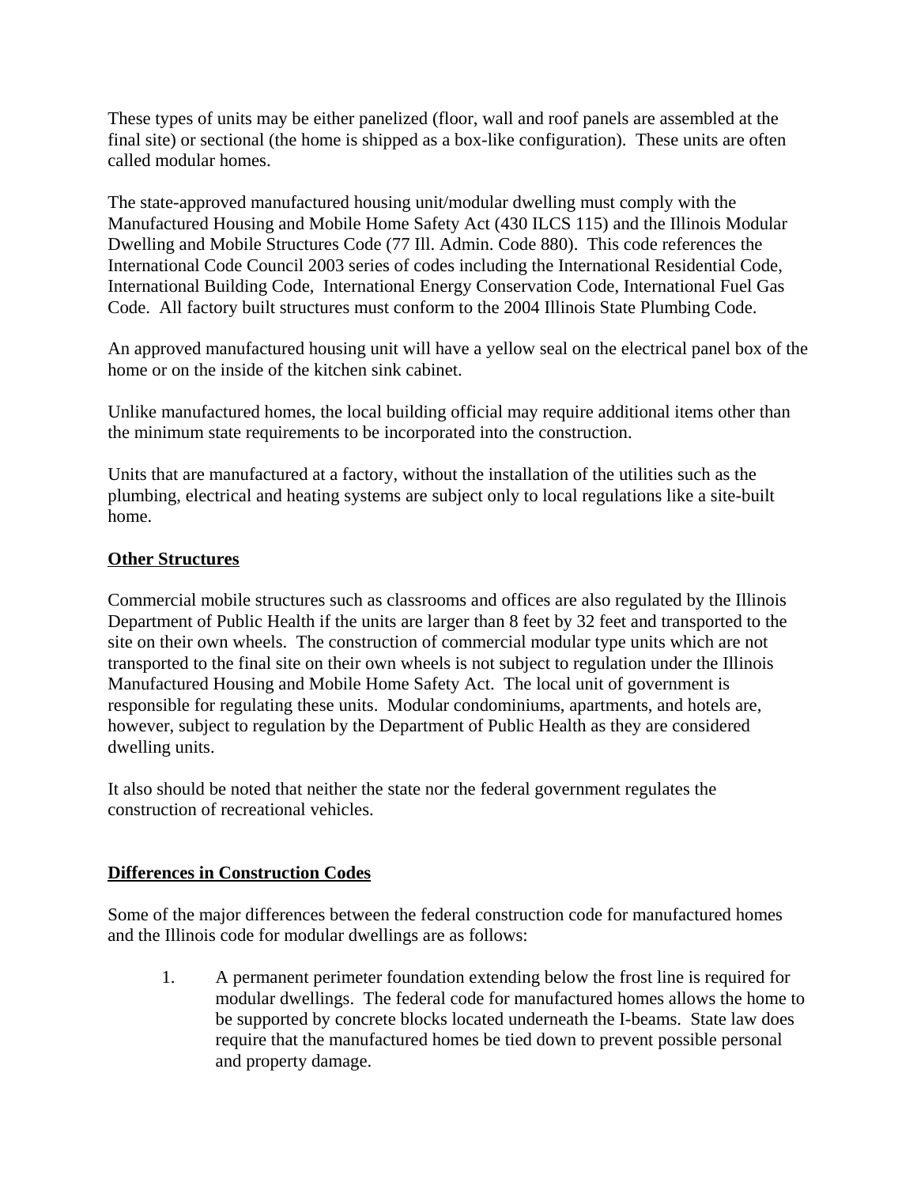These types of units may be either panelized (floor, wall and roof panels are assembled at the final site) or sectional (the home is shipped as a box-like configuration). These units are often called modular homes.

The state-approved manufactured housing unit/modular dwelling must comply with the Manufactured Housing and Mobile Home Safety Act (430 ILCS 115) and the Illinois Modular Dwelling and Mobile Structures Code (77 Ill. Admin. Code 880). This code references the International Code Council 2003 series of codes including the International Residential Code, International Building Code, International Energy Conservation Code, International Fuel Gas Code. All factory built structures must conform to the 2004 Illinois State Plumbing Code.

An approved manufactured housing unit will have a yellow seal on the electrical panel box of the home or on the inside of the kitchen sink cabinet.

Unlike manufactured homes, the local building official may require additional items other than the minimum state requirements to be incorporated into the construction.

Units that are manufactured at a factory, without the installation of the utilities such as the plumbing, electrical and heating systems are subject only to local regulations like a site-built home.

## Other Structures

Commercial mobile structures such as classrooms and offices are also regulated by the Illinois Department of Public Health if the units are larger than 8 feet by 32 feet and transported to the site on their own wheels. The construction of commercial modular type units which are not transported to the final site on their own wheels is not subject to regulation under the Illinois Manufactured Housing and Mobile Home Safety Act. The local unit of government is responsible for regulating these units. Modular condominiums, apartments, and hotels are, however, subject to regulation by the Department of Public Health as they are considered dwelling units.

It also should be noted that neither the state nor the federal government regulates the construction of recreational vehicles.

## Differences in Construction Codes

Some of the major differences between the federal construction code for manufactured homes and the Illinois code for modular dwellings are as follows:

1. A permanent perimeter foundation extending below the frost line is required for modular dwellings. The federal code for manufactured homes allows the home to be supported by concrete blocks located underneath the I-beams. State law does require that the manufactured homes be tied down to prevent possible personal and property damage.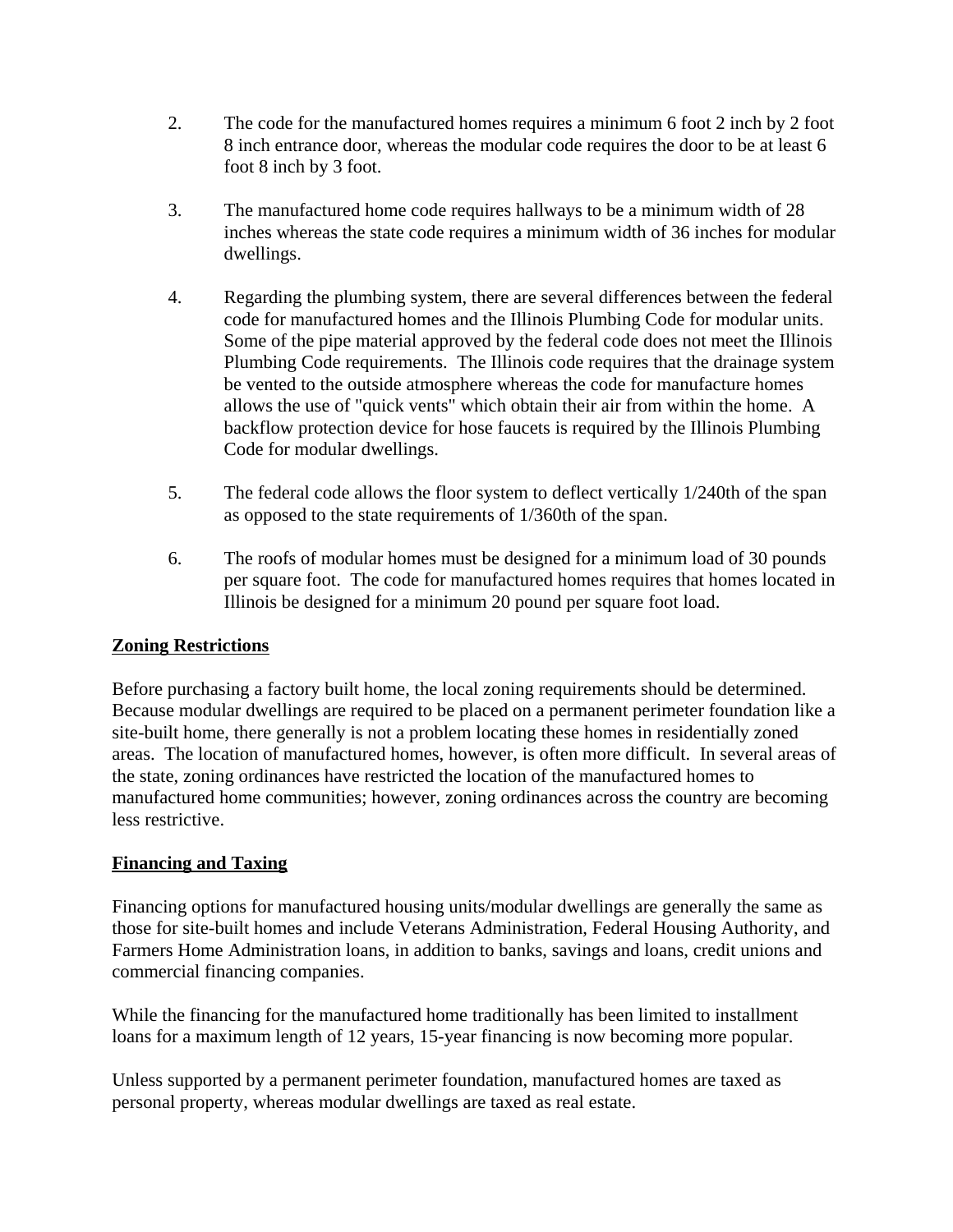2. The code for the manufactured homes requires a minimum 6 foot 2 inch by 2 foot 8 inch entrance door, whereas the modular code requires the door to be at least 6 foot 8 inch by 3 foot.

3. The manufactured home code requires hallways to be a minimum width of 28 inches whereas the state code requires a minimum width of 36 inches for modular dwellings.

4. Regarding the plumbing system, there are several differences between the federal code for manufactured homes and the Illinois Plumbing Code for modular units. Some of the pipe material approved by the federal code does not meet the Illinois Plumbing Code requirements. The Illinois code requires that the drainage system be vented to the outside atmosphere whereas the code for manufacture homes allows the use of "quick vents" which obtain their air from within the home. A backflow protection device for hose faucets is required by the Illinois Plumbing Code for modular dwellings.

5. The federal code allows the floor system to deflect vertically 1/240th of the span as opposed to the state requirements of 1/360th of the span.

6. The roofs of modular homes must be designed for a minimum load of 30 pounds per square foot. The code for manufactured homes requires that homes located in Illinois be designed for a minimum 20 pound per square foot load.

**Zoning Restrictions**

Before purchasing a factory built home, the local zoning requirements should be determined. Because modular dwellings are required to be placed on a permanent perimeter foundation like a site-built home, there generally is not a problem locating these homes in residentially zoned areas. The location of manufactured homes, however, is often more difficult. In several areas of the state, zoning ordinances have restricted the location of the manufactured homes to manufactured home communities; however, zoning ordinances across the country are becoming less restrictive.

**Financing and Taxing**

Financing options for manufactured housing units/modular dwellings are generally the same as those for site-built homes and include Veterans Administration, Federal Housing Authority, and Farmers Home Administration loans, in addition to banks, savings and loans, credit unions and commercial financing companies.

While the financing for the manufactured home traditionally has been limited to installment loans for a maximum length of 12 years, 15-year financing is now becoming more popular.

Unless supported by a permanent perimeter foundation, manufactured homes are taxed as personal property, whereas modular dwellings are taxed as real estate.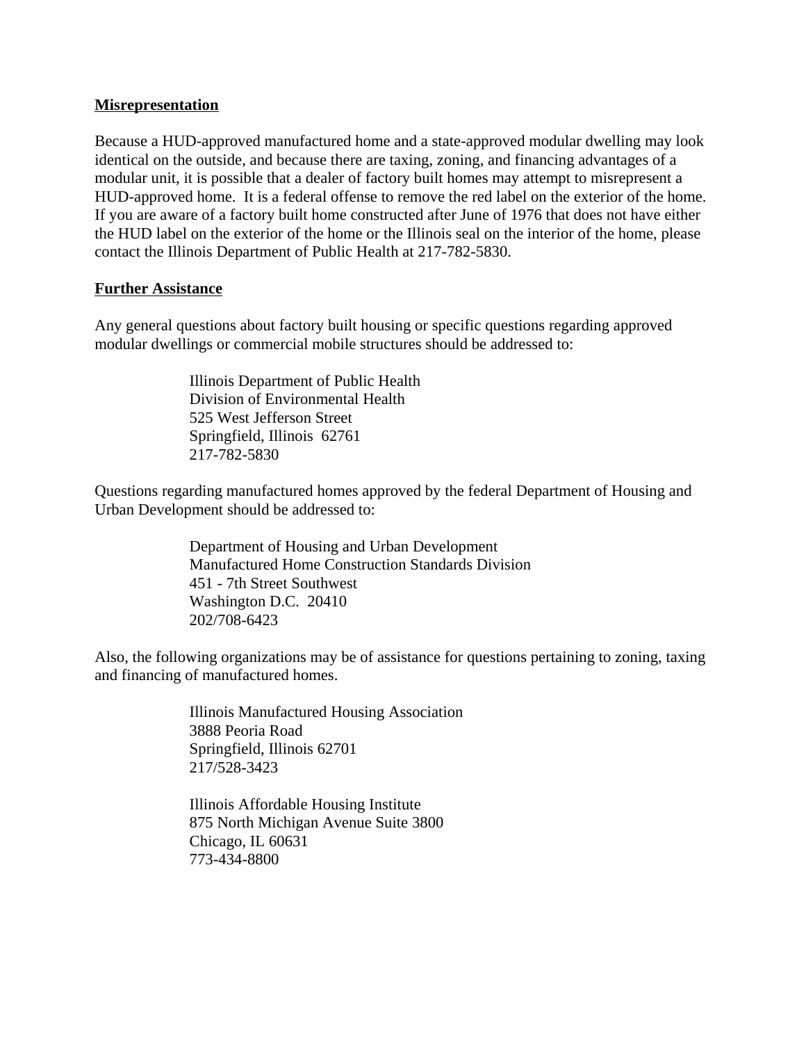## Misrepresentation

Because a HUD-approved manufactured home and a state-approved modular dwelling may look identical on the outside, and because there are taxing, zoning, and financing advantages of a modular unit, it is possible that a dealer of factory built homes may attempt to misrepresent a HUD-approved home. It is a federal offense to remove the red label on the exterior of the home. If you are aware of a factory built home constructed after June of 1976 that does not have either the HUD label on the exterior of the home or the Illinois seal on the interior of the home, please contact the Illinois Department of Public Health at 217-782-5830.

## Further Assistance

Any general questions about factory built housing or specific questions regarding approved modular dwellings or commercial mobile structures should be addressed to:

> Illinois Department of Public Health
> Division of Environmental Health
> 525 West Jefferson Street
> Springfield, Illinois 62761
> 217-782-5830

Questions regarding manufactured homes approved by the federal Department of Housing and Urban Development should be addressed to:

> Department of Housing and Urban Development
> Manufactured Home Construction Standards Division
> 451 - 7th Street Southwest
> Washington D.C. 20410
> 202/708-6423

Also, the following organizations may be of assistance for questions pertaining to zoning, taxing and financing of manufactured homes.

> Illinois Manufactured Housing Association
> 3888 Peoria Road
> Springfield, Illinois 62701
> 217/528-3423

> Illinois Affordable Housing Institute
> 875 North Michigan Avenue Suite 3800
> Chicago, IL 60631
> 773-434-8800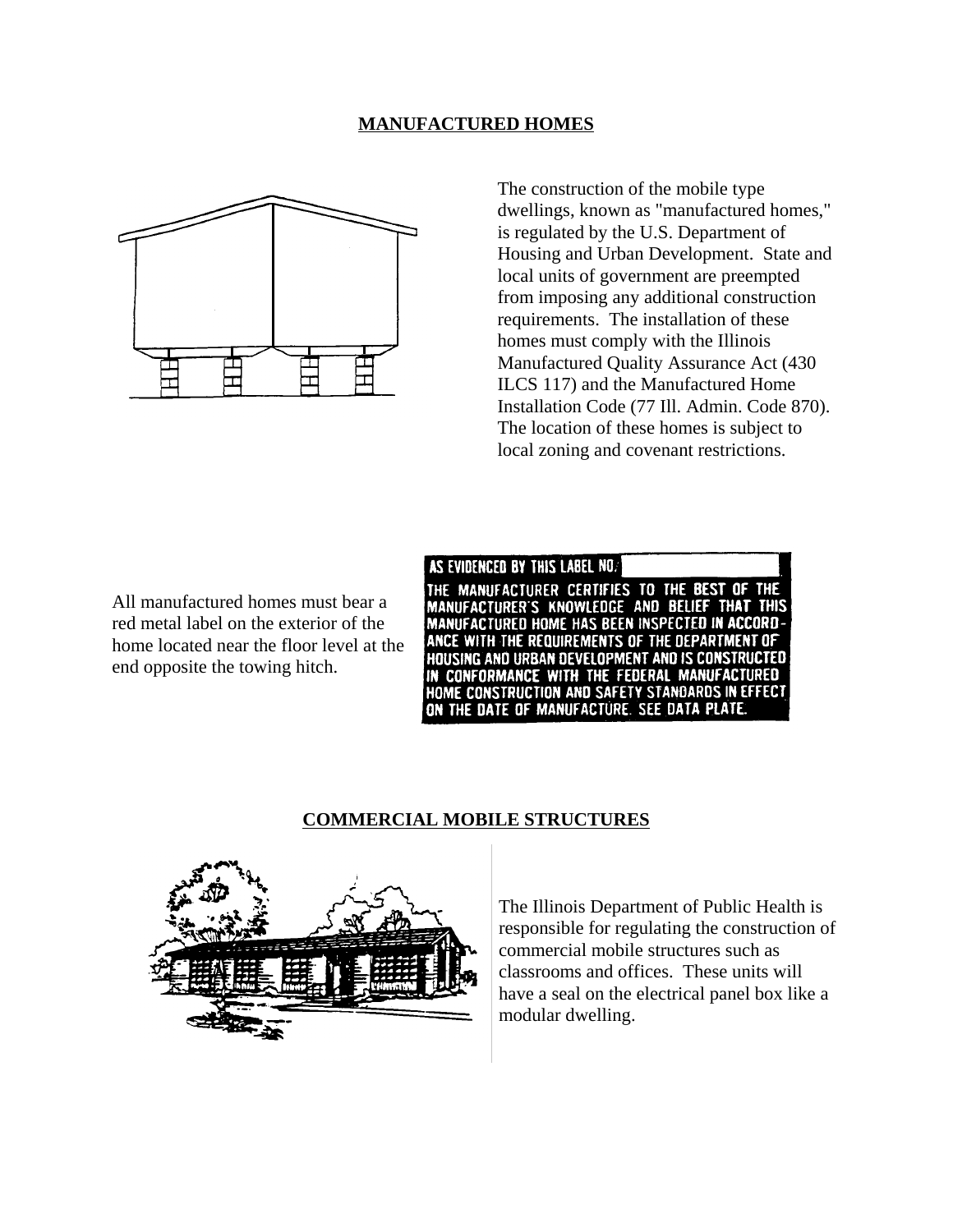## MANUFACTURED HOMES

The construction of the mobile type dwellings, known as "manufactured homes," is regulated by the U.S. Department of Housing and Urban Development. State and local units of government are preempted from imposing any additional construction requirements. The installation of these homes must comply with the Illinois Manufactured Quality Assurance Act (430 ILCS 117) and the Manufactured Home Installation Code (77 Ill. Admin. Code 870). The location of these homes is subject to local zoning and covenant restrictions.

All manufactured homes must bear a red metal label on the exterior of the home located near the floor level at the end opposite the towing hitch.

AS EVIDENCED BY THIS LABEL NO.

THE MANUFACTURER CERTIFIES TO THE BEST OF THE MANUFACTURER'S KNOWLEDGE AND BELIEF THAT THIS MANUFACTURED HOME HAS BEEN INSPECTED IN ACCORDANCE WITH THE REQUIREMENTS OF THE DEPARTMENT OF HOUSING AND URBAN DEVELOPMENT AND IS CONSTRUCTED IN CONFORMANCE WITH THE FEDERAL MANUFACTURED HOME CONSTRUCTION AND SAFETY STANDARDS IN EFFECT ON THE DATE OF MANUFACTURE. SEE DATA PLATE.

## COMMERCIAL MOBILE STRUCTURES

The Illinois Department of Public Health is responsible for regulating the construction of commercial mobile structures such as classrooms and offices. These units will have a seal on the electrical panel box like a modular dwelling.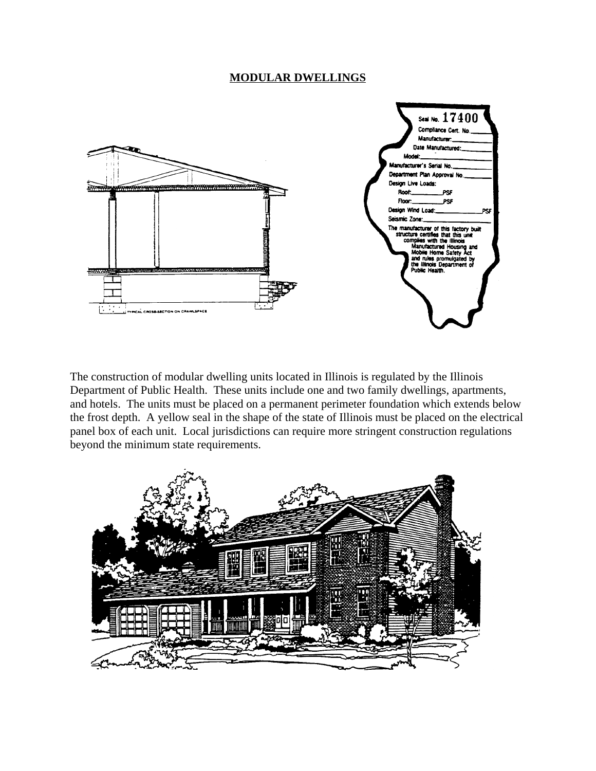# MODULAR DWELLINGS

TYPICAL CROSS-SECTION ON CRAWLSPACE

Seal No. 17400

Compliance Cert. No.\_\_\_\_\_\_

Manufacturer:\_\_\_\_\_\_

Date Manufactured:\_\_\_\_\_\_

Model:\_\_\_\_\_\_

Manufacturer's Serial No.\_\_\_\_\_\_

Department Plan Approval No.\_\_\_\_\_\_

Design Live Loads:

Roof:\_\_\_\_\_\_PSF

Floor:\_\_\_\_\_\_PSF

Design Wind Load:\_\_\_\_\_\_PSF

Seismic Zone:\_\_\_\_\_\_

The manufacturer of this factory built structure certifies that this unit complies with the Illinois Manufactured Housing and Mobile Home Safety Act and rules promulgated by the Illinois Department of Public Health.

The construction of modular dwelling units located in Illinois is regulated by the Illinois Department of Public Health. These units include one and two family dwellings, apartments, and hotels. The units must be placed on a permanent perimeter foundation which extends below the frost depth. A yellow seal in the shape of the state of Illinois must be placed on the electrical panel box of each unit. Local jurisdictions can require more stringent construction regulations beyond the minimum state requirements.